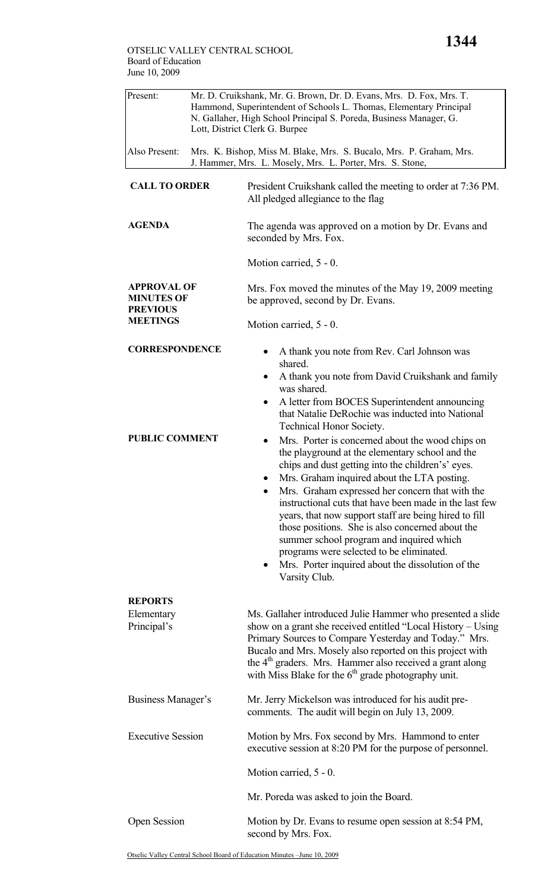OTSELIC VALLEY CENTRAL SCHOOL
Board of Education
June 10, 2009

| | |
|---|---|
| Present: | Mr. D. Cruikshank, Mr. G. Brown, Dr. D. Evans, Mrs. D. Fox, Mrs. T. Hammond, Superintendent of Schools L. Thomas, Elementary Principal N. Gallaher, High School Principal S. Poreda, Business Manager, G. Lott, District Clerk G. Burpee |
| Also Present: | Mrs. K. Bishop, Miss M. Blake, Mrs. S. Bucalo, Mrs. P. Graham, Mrs. J. Hammer, Mrs. L. Mosely, Mrs. L. Porter, Mrs. S. Stone, |

**CALL TO ORDER**

President Cruikshank called the meeting to order at 7:36 PM. All pledged allegiance to the flag

**AGENDA**

The agenda was approved on a motion by Dr. Evans and seconded by Mrs. Fox.

Motion carried, 5 - 0.

**APPROVAL OF MINUTES OF PREVIOUS MEETINGS**

Mrs. Fox moved the minutes of the May 19, 2009 meeting be approved, second by Dr. Evans.

Motion carried, 5 - 0.

**CORRESPONDENCE**

- A thank you note from Rev. Carl Johnson was shared.
- A thank you note from David Cruikshank and family was shared.
- A letter from BOCES Superintendent announcing that Natalie DeRochie was inducted into National Technical Honor Society.

**PUBLIC COMMENT**

- Mrs. Porter is concerned about the wood chips on the playground at the elementary school and the chips and dust getting into the children's' eyes.
- Mrs. Graham inquired about the LTA posting.
- Mrs. Graham expressed her concern that with the instructional cuts that have been made in the last few years, that now support staff are being hired to fill those positions. She is also concerned about the summer school program and inquired which programs were selected to be eliminated.
- Mrs. Porter inquired about the dissolution of the Varsity Club.

**REPORTS**

Elementary Principal's

Ms. Gallaher introduced Julie Hammer who presented a slide show on a grant she received entitled "Local History – Using Primary Sources to Compare Yesterday and Today." Mrs. Bucalo and Mrs. Mosely also reported on this project with the 4th graders. Mrs. Hammer also received a grant along with Miss Blake for the 6th grade photography unit.

Business Manager's

Mr. Jerry Mickelson was introduced for his audit pre-comments. The audit will begin on July 13, 2009.

Executive Session

Motion by Mrs. Fox second by Mrs. Hammond to enter executive session at 8:20 PM for the purpose of personnel.

Motion carried, 5 - 0.

Mr. Poreda was asked to join the Board.

Open Session

Motion by Dr. Evans to resume open session at 8:54 PM, second by Mrs. Fox.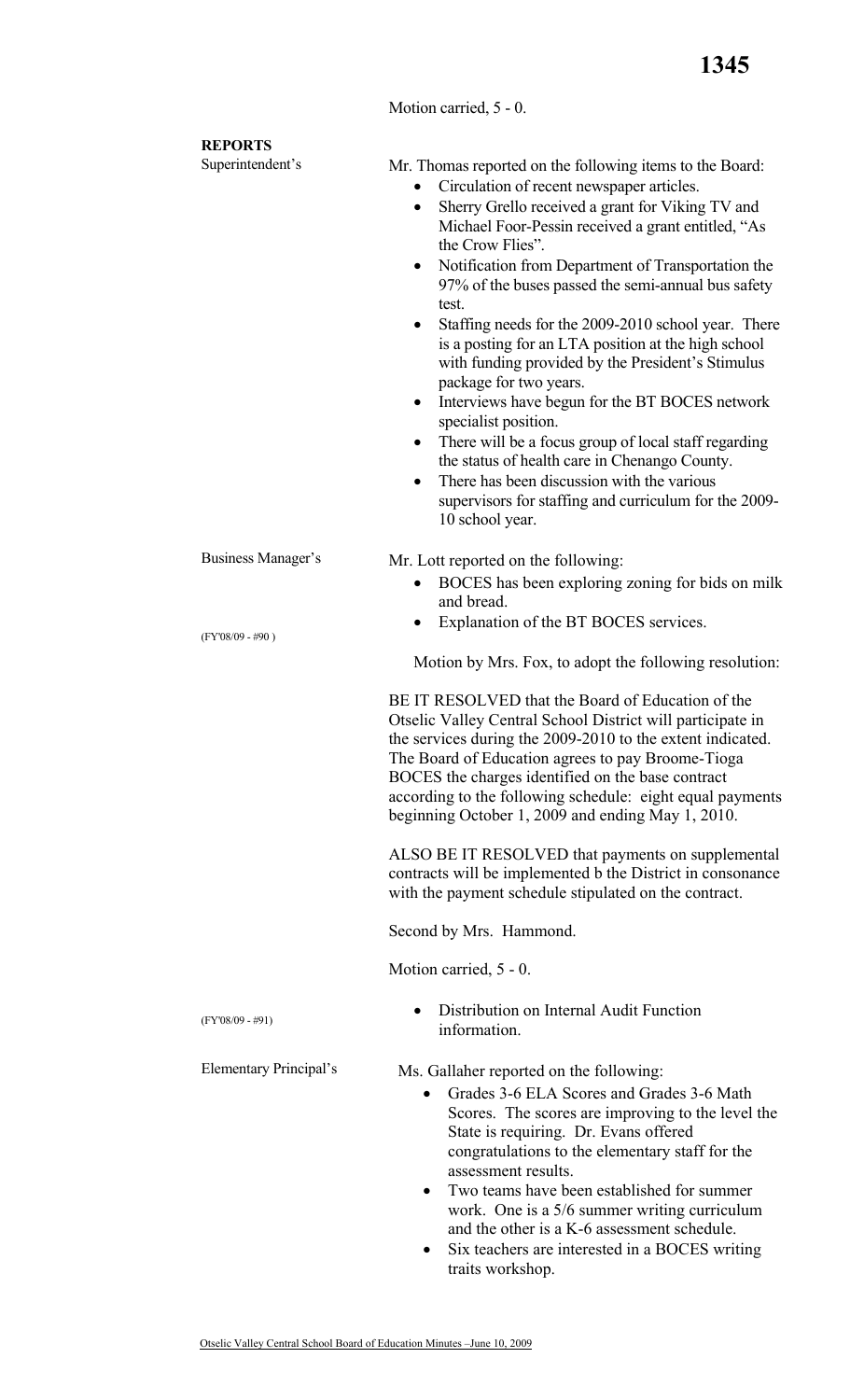Motion carried, 5 - 0.

**REPORTS**

Superintendent's

Mr. Thomas reported on the following items to the Board:

- Circulation of recent newspaper articles.
- Sherry Grello received a grant for Viking TV and Michael Foor-Pessin received a grant entitled, "As the Crow Flies".
- Notification from Department of Transportation the 97% of the buses passed the semi-annual bus safety test.
- Staffing needs for the 2009-2010 school year. There is a posting for an LTA position at the high school with funding provided by the President's Stimulus package for two years.
- Interviews have begun for the BT BOCES network specialist position.
- There will be a focus group of local staff regarding the status of health care in Chenango County.
- There has been discussion with the various supervisors for staffing and curriculum for the 2009-10 school year.

Business Manager's

Mr. Lott reported on the following:

- BOCES has been exploring zoning for bids on milk and bread.
- Explanation of the BT BOCES services.

(FY'08/09 - #90 )

Motion by Mrs. Fox, to adopt the following resolution:

BE IT RESOLVED that the Board of Education of the Otselic Valley Central School District will participate in the services during the 2009-2010 to the extent indicated. The Board of Education agrees to pay Broome-Tioga BOCES the charges identified on the base contract according to the following schedule: eight equal payments beginning October 1, 2009 and ending May 1, 2010.

ALSO BE IT RESOLVED that payments on supplemental contracts will be implemented b the District in consonance with the payment schedule stipulated on the contract.

Second by Mrs. Hammond.

Motion carried, 5 - 0.

(FY'08/09 - #91)

- Distribution on Internal Audit Function information.

Elementary Principal's

Ms. Gallaher reported on the following:

- Grades 3-6 ELA Scores and Grades 3-6 Math Scores. The scores are improving to the level the State is requiring. Dr. Evans offered congratulations to the elementary staff for the assessment results.
- Two teams have been established for summer work. One is a 5/6 summer writing curriculum and the other is a K-6 assessment schedule.
- Six teachers are interested in a BOCES writing traits workshop.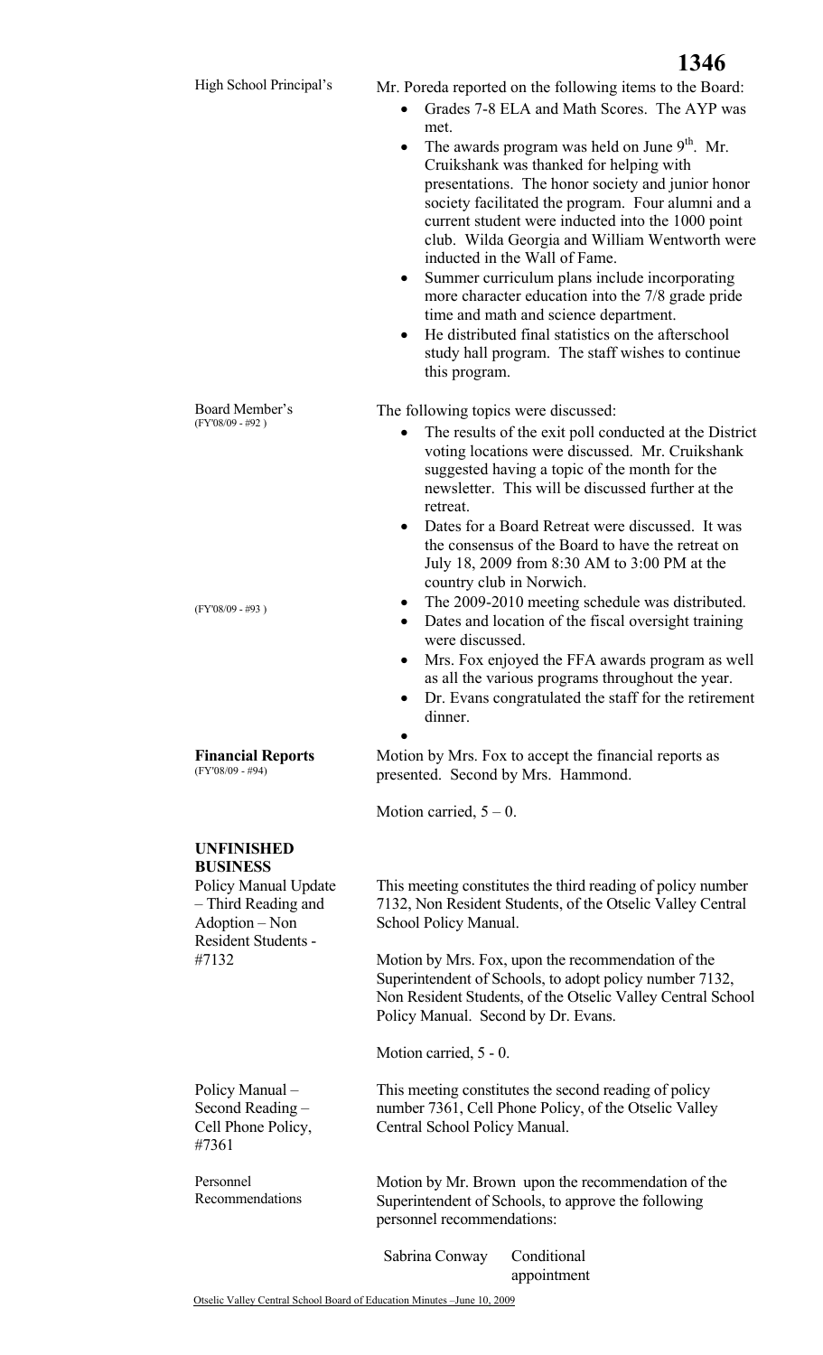**High School Principal's**

Mr. Poreda reported on the following items to the Board:

- Grades 7-8 ELA and Math Scores. The AYP was met.
- The awards program was held on June 9th. Mr. Cruikshank was thanked for helping with presentations. The honor society and junior honor society facilitated the program. Four alumni and a current student were inducted into the 1000 point club. Wilda Georgia and William Wentworth were inducted in the Wall of Fame.
- Summer curriculum plans include incorporating more character education into the 7/8 grade pride time and math and science department.
- He distributed final statistics on the afterschool study hall program. The staff wishes to continue this program.

**Board Member's**
(FY'08/09 - #92 )

The following topics were discussed:

- The results of the exit poll conducted at the District voting locations were discussed. Mr. Cruikshank suggested having a topic of the month for the newsletter. This will be discussed further at the retreat.
- Dates for a Board Retreat were discussed. It was the consensus of the Board to have the retreat on July 18, 2009 from 8:30 AM to 3:00 PM at the country club in Norwich.
- (FY'08/09 - #93 ) The 2009-2010 meeting schedule was distributed.
- Dates and location of the fiscal oversight training were discussed.
- Mrs. Fox enjoyed the FFA awards program as well as all the various programs throughout the year.
- Dr. Evans congratulated the staff for the retirement dinner.

**Financial Reports**
(FY'08/09 - #94)

Motion by Mrs. Fox to accept the financial reports as presented. Second by Mrs. Hammond.

Motion carried, 5 – 0.

## UNFINISHED BUSINESS

**Policy Manual Update – Third Reading and Adoption – Non Resident Students - #7132**

This meeting constitutes the third reading of policy number 7132, Non Resident Students, of the Otselic Valley Central School Policy Manual.

Motion by Mrs. Fox, upon the recommendation of the Superintendent of Schools, to adopt policy number 7132, Non Resident Students, of the Otselic Valley Central School Policy Manual. Second by Dr. Evans.

Motion carried, 5 - 0.

**Policy Manual – Second Reading – Cell Phone Policy, #7361**

This meeting constitutes the second reading of policy number 7361, Cell Phone Policy, of the Otselic Valley Central School Policy Manual.

**Personnel Recommendations**

Motion by Mr. Brown upon the recommendation of the Superintendent of Schools, to approve the following personnel recommendations:

Sabrina Conway — Conditional appointment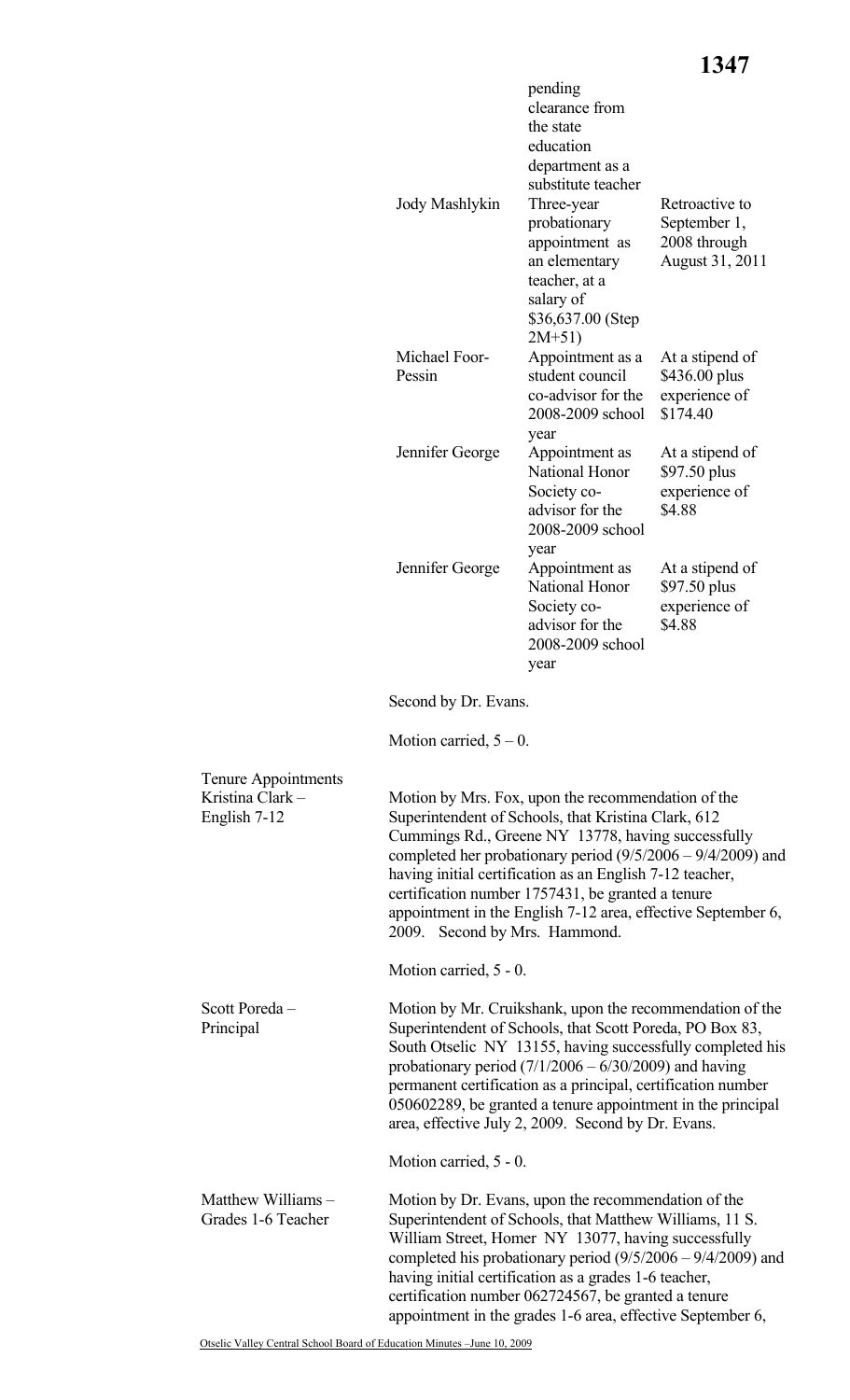| | | |
|---|---|---|
| | pending clearance from the state education department as a substitute teacher | |
| Jody Mashlykin | Three-year probationary appointment as an elementary teacher, at a salary of $36,637.00 (Step 2M+51) | Retroactive to September 1, 2008 through August 31, 2011 |
| Michael Foor-Pessin | Appointment as a student council co-advisor for the 2008-2009 school year | At a stipend of $436.00 plus experience of $174.40 |
| Jennifer George | Appointment as National Honor Society co-advisor for the 2008-2009 school year | At a stipend of $97.50 plus experience of $4.88 |
| Jennifer George | Appointment as National Honor Society co-advisor for the 2008-2009 school year | At a stipend of $97.50 plus experience of $4.88 |

Second by Dr. Evans.

Motion carried, 5 – 0.

**Tenure Appointments**

**Kristina Clark – English 7-12**

Motion by Mrs. Fox, upon the recommendation of the Superintendent of Schools, that Kristina Clark, 612 Cummings Rd., Greene NY 13778, having successfully completed her probationary period (9/5/2006 – 9/4/2009) and having initial certification as an English 7-12 teacher, certification number 1757431, be granted a tenure appointment in the English 7-12 area, effective September 6, 2009. Second by Mrs. Hammond.

Motion carried, 5 - 0.

**Scott Poreda – Principal**

Motion by Mr. Cruikshank, upon the recommendation of the Superintendent of Schools, that Scott Poreda, PO Box 83, South Otselic NY 13155, having successfully completed his probationary period (7/1/2006 – 6/30/2009) and having permanent certification as a principal, certification number 050602289, be granted a tenure appointment in the principal area, effective July 2, 2009. Second by Dr. Evans.

Motion carried, 5 - 0.

**Matthew Williams – Grades 1-6 Teacher**

Motion by Dr. Evans, upon the recommendation of the Superintendent of Schools, that Matthew Williams, 11 S. William Street, Homer NY 13077, having successfully completed his probationary period (9/5/2006 – 9/4/2009) and having initial certification as a grades 1-6 teacher, certification number 062724567, be granted a tenure appointment in the grades 1-6 area, effective September 6,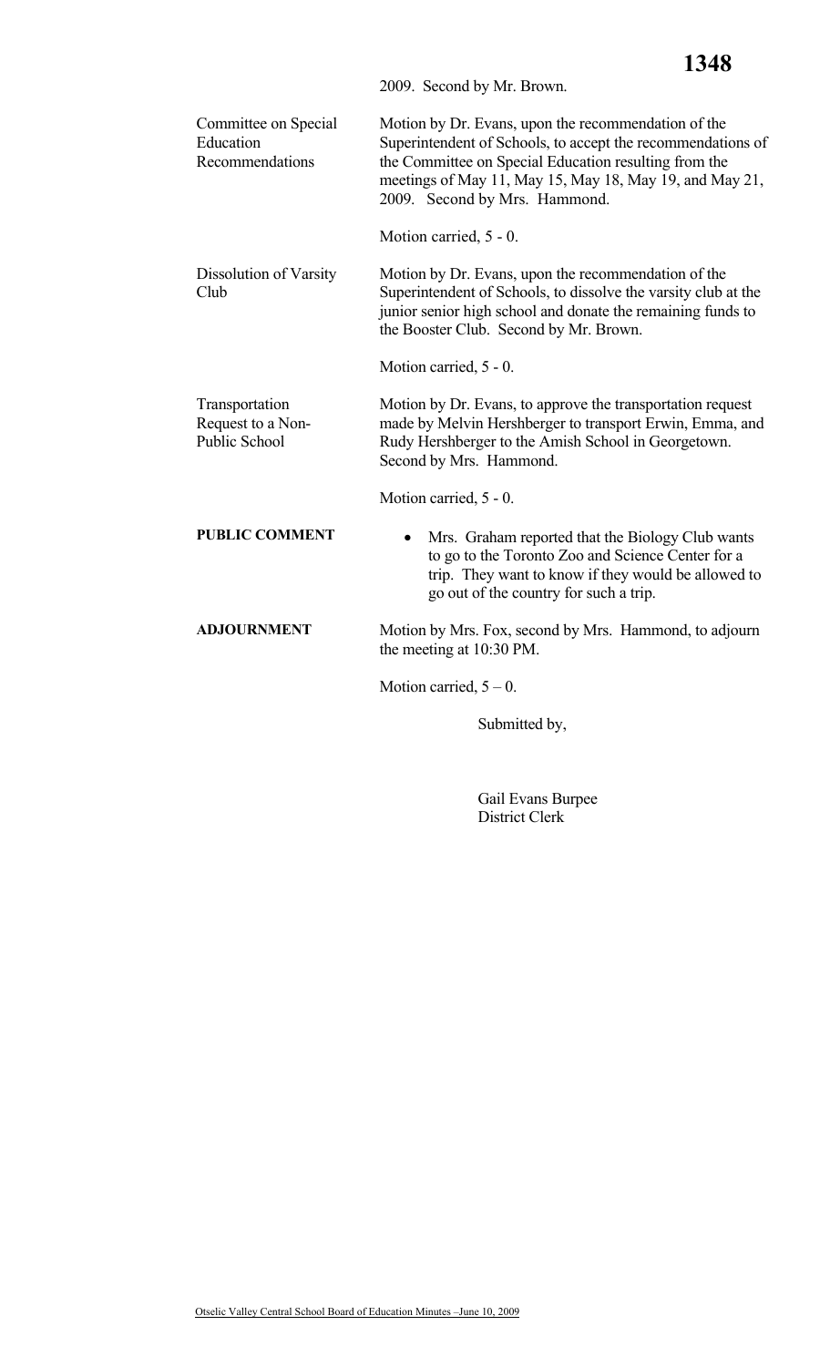2009. Second by Mr. Brown.

| | |
|---|---|
| Committee on Special Education Recommendations | Motion by Dr. Evans, upon the recommendation of the Superintendent of Schools, to accept the recommendations of the Committee on Special Education resulting from the meetings of May 11, May 15, May 18, May 19, and May 21, 2009. Second by Mrs. Hammond.<br><br>Motion carried, 5 - 0. |
| Dissolution of Varsity Club | Motion by Dr. Evans, upon the recommendation of the Superintendent of Schools, to dissolve the varsity club at the junior senior high school and donate the remaining funds to the Booster Club. Second by Mr. Brown.<br><br>Motion carried, 5 - 0. |
| Transportation Request to a Non-Public School | Motion by Dr. Evans, to approve the transportation request made by Melvin Hershberger to transport Erwin, Emma, and Rudy Hershberger to the Amish School in Georgetown. Second by Mrs. Hammond.<br><br>Motion carried, 5 - 0. |
| **PUBLIC COMMENT** | • Mrs. Graham reported that the Biology Club wants to go to the Toronto Zoo and Science Center for a trip. They want to know if they would be allowed to go out of the country for such a trip. |
| **ADJOURNMENT** | Motion by Mrs. Fox, second by Mrs. Hammond, to adjourn the meeting at 10:30 PM.<br><br>Motion carried, 5 – 0. |

Submitted by,

Gail Evans Burpee
District Clerk